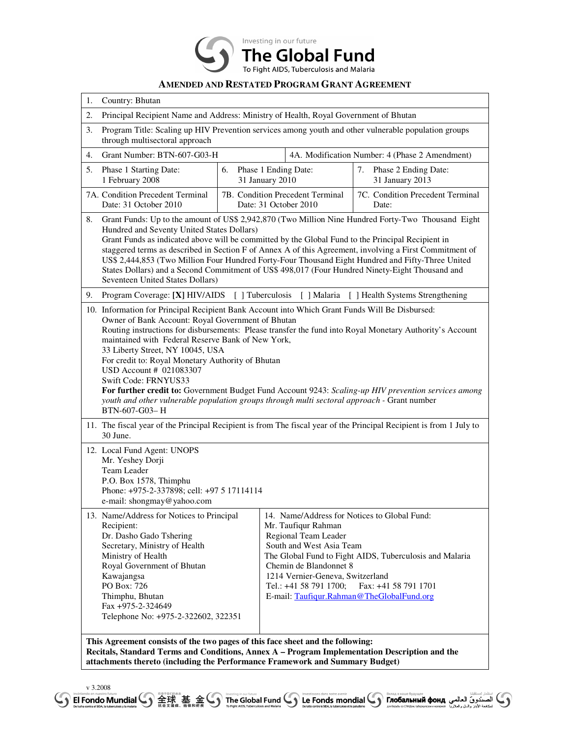Investing in our future

**The Global Fund**

To Fight AIDS, Tuberculosis and Malaria

## AMENDED AND RESTATED PROGRAM GRANT AGREEMENT

| | | |
|---|---|---|
| 1. Country: Bhutan | | |
| 2. Principal Recipient Name and Address: Ministry of Health, Royal Government of Bhutan | | |
| 3. Program Title: Scaling up HIV Prevention services among youth and other vulnerable population groups through multisectoral approach | | |
| 4. Grant Number: BTN-607-G03-H | 4A. Modification Number: 4 (Phase 2 Amendment) | |
| 5. Phase 1 Starting Date: 1 February 2008 | 6. Phase 1 Ending Date: 31 January 2010 | 7. Phase 2 Ending Date: 31 January 2013 |
| 7A. Condition Precedent Terminal Date: 31 October 2010 | 7B. Condition Precedent Terminal Date: 31 October 2010 | 7C. Condition Precedent Terminal Date: |

8. Grant Funds: Up to the amount of US$ 2,942,870 (Two Million Nine Hundred Forty-Two Thousand Eight Hundred and Seventy United States Dollars)
Grant Funds as indicated above will be committed by the Global Fund to the Principal Recipient in staggered terms as described in Section F of Annex A of this Agreement, involving a First Commitment of US$ 2,444,853 (Two Million Four Hundred Forty-Four Thousand Eight Hundred and Fifty-Three United States Dollars) and a Second Commitment of US$ 498,017 (Four Hundred Ninety-Eight Thousand and Seventeen United States Dollars)

9. Program Coverage: **[X]** HIV/AIDS [ ] Tuberculosis [ ] Malaria [ ] Health Systems Strengthening

10. Information for Principal Recipient Bank Account into Which Grant Funds Will Be Disbursed:
Owner of Bank Account: Royal Government of Bhutan
Routing instructions for disbursements: Please transfer the fund into Royal Monetary Authority's Account maintained with Federal Reserve Bank of New York,
33 Liberty Street, NY 10045, USA
For credit to: Royal Monetary Authority of Bhutan
USD Account # 021083307
Swift Code: FRNYUS33
**For further credit to:** Government Budget Fund Account 9243: *Scaling-up HIV prevention services among youth and other vulnerable population groups through multi sectoral approach* - Grant number BTN-607-G03– H

11. The fiscal year of the Principal Recipient is from The fiscal year of the Principal Recipient is from 1 July to 30 June.

12. Local Fund Agent: UNOPS
Mr. Yeshey Dorji
Team Leader
P.O. Box 1578, Thimphu
Phone: +975-2-337898; cell: +97 5 17114114
e-mail: shongmay@yahoo.com

| | |
|---|---|
| 13. Name/Address for Notices to Principal Recipient:<br>Dr. Dasho Gado Tshering<br>Secretary, Ministry of Health<br>Ministry of Health<br>Royal Government of Bhutan<br>Kawajangsa<br>PO Box: 726<br>Thimphu, Bhutan<br>Fax +975-2-324649<br>Telephone No: +975-2-322602, 322351 | 14. Name/Address for Notices to Global Fund:<br>Mr. Taufiqur Rahman<br>Regional Team Leader<br>South and West Asia Team<br>The Global Fund to Fight AIDS, Tuberculosis and Malaria<br>Chemin de Blandonnet 8<br>1214 Vernier-Geneva, Switzerland<br>Tel.: +41 58 791 1700; Fax: +41 58 791 1701<br>E-mail: Taufiqur.Rahman@TheGlobalFund.org |

**This Agreement consists of the two pages of this face sheet and the following: Recitals, Standard Terms and Conditions, Annex A – Program Implementation Description and the attachments thereto (including the Performance Framework and Summary Budget)**

v 3.2008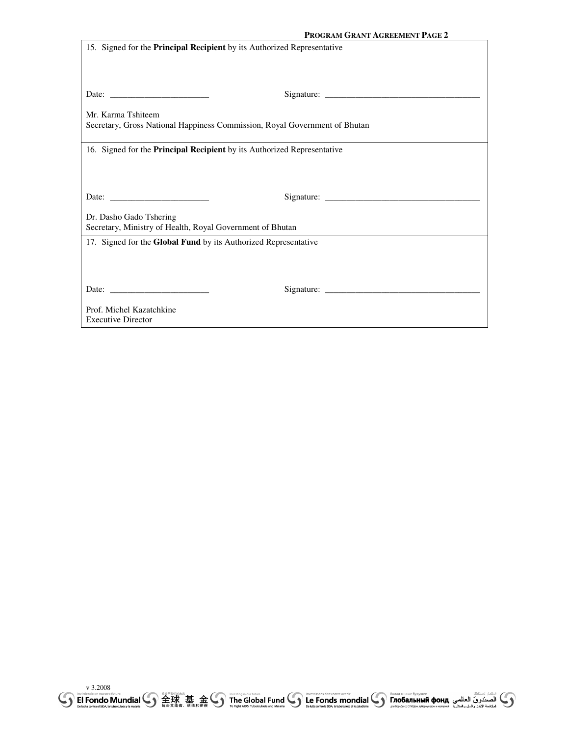15. Signed for the **Principal Recipient** by its Authorized Representative

Date: _______________________ Signature: ____________________________________

Mr. Karma Tshiteem
Secretary, Gross National Happiness Commission, Royal Government of Bhutan

16. Signed for the **Principal Recipient** by its Authorized Representative

Date: _______________________ Signature: ____________________________________

Dr. Dasho Gado Tshering
Secretary, Ministry of Health, Royal Government of Bhutan

17. Signed for the **Global Fund** by its Authorized Representative

Date: _______________________ Signature: ____________________________________

Prof. Michel Kazatchkine
Executive Director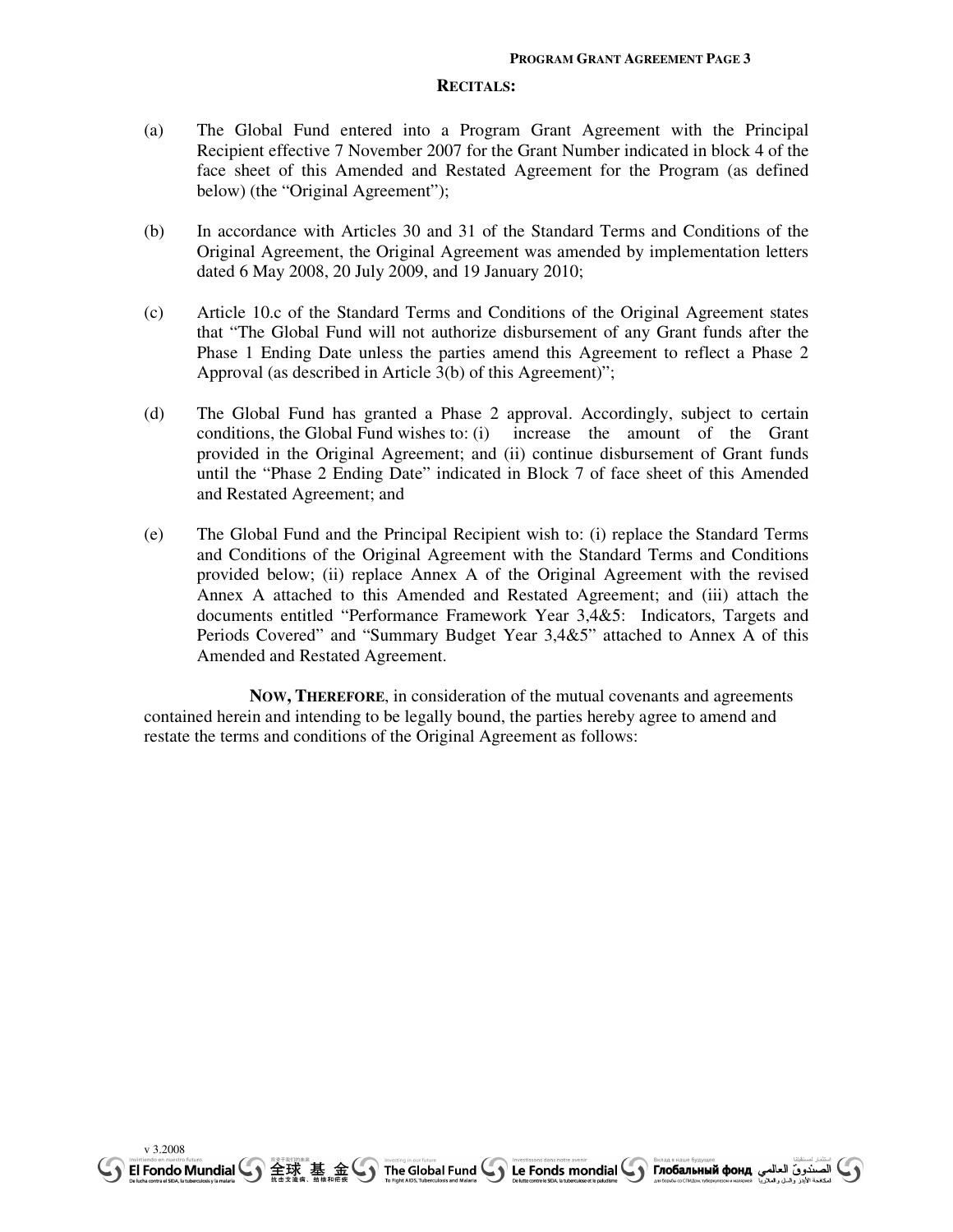## RECITALS:

(a) The Global Fund entered into a Program Grant Agreement with the Principal Recipient effective 7 November 2007 for the Grant Number indicated in block 4 of the face sheet of this Amended and Restated Agreement for the Program (as defined below) (the "Original Agreement");

(b) In accordance with Articles 30 and 31 of the Standard Terms and Conditions of the Original Agreement, the Original Agreement was amended by implementation letters dated 6 May 2008, 20 July 2009, and 19 January 2010;

(c) Article 10.c of the Standard Terms and Conditions of the Original Agreement states that "The Global Fund will not authorize disbursement of any Grant funds after the Phase 1 Ending Date unless the parties amend this Agreement to reflect a Phase 2 Approval (as described in Article 3(b) of this Agreement)";

(d) The Global Fund has granted a Phase 2 approval. Accordingly, subject to certain conditions, the Global Fund wishes to: (i) increase the amount of the Grant provided in the Original Agreement; and (ii) continue disbursement of Grant funds until the "Phase 2 Ending Date" indicated in Block 7 of face sheet of this Amended and Restated Agreement; and

(e) The Global Fund and the Principal Recipient wish to: (i) replace the Standard Terms and Conditions of the Original Agreement with the Standard Terms and Conditions provided below; (ii) replace Annex A of the Original Agreement with the revised Annex A attached to this Amended and Restated Agreement; and (iii) attach the documents entitled "Performance Framework Year 3,4&5: Indicators, Targets and Periods Covered" and "Summary Budget Year 3,4&5" attached to Annex A of this Amended and Restated Agreement.

**NOW, THEREFORE**, in consideration of the mutual covenants and agreements contained herein and intending to be legally bound, the parties hereby agree to amend and restate the terms and conditions of the Original Agreement as follows: